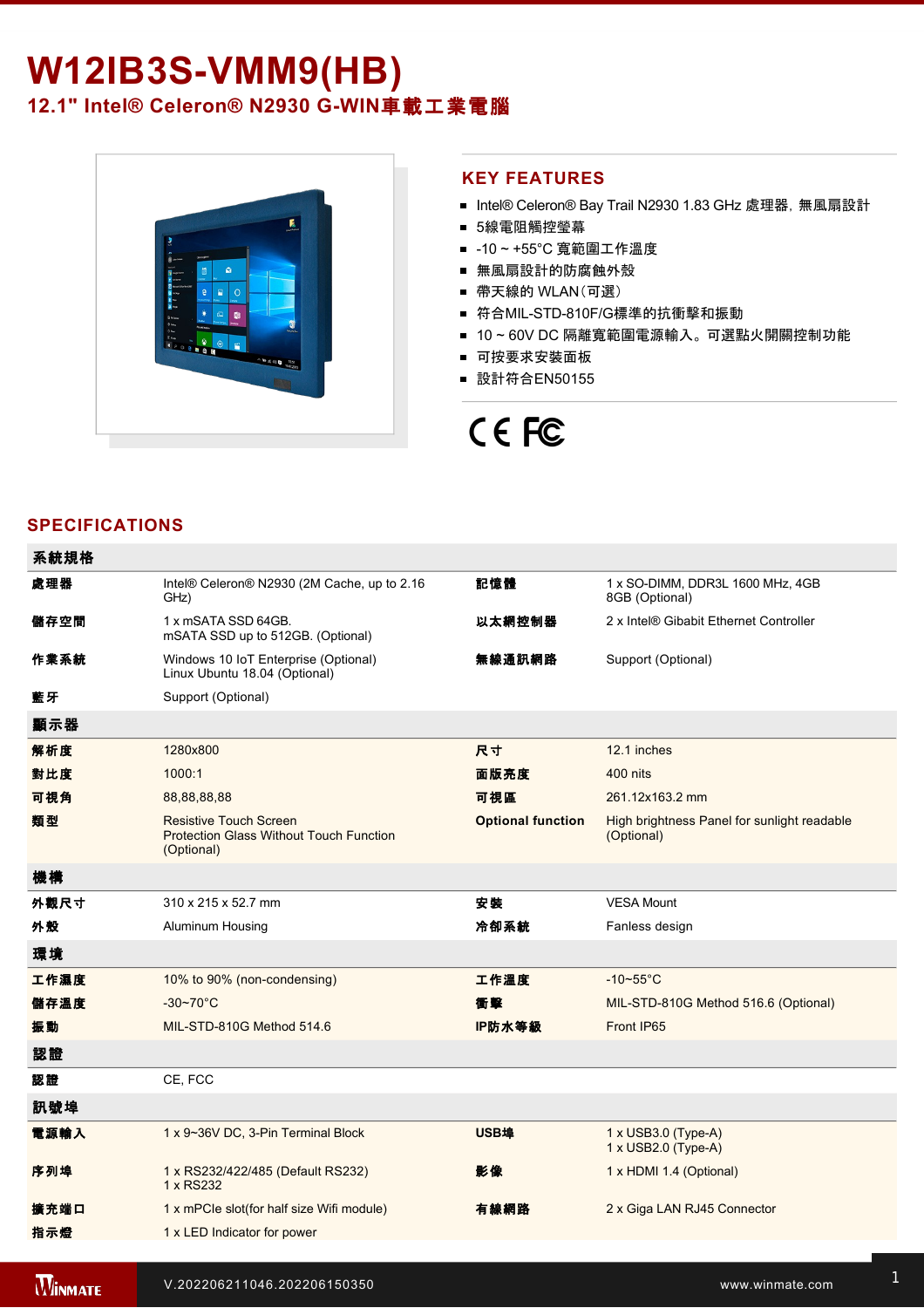# W12IB3S-VMM9(HB)

## 12.1" Intel® Celeron® N2930 G-WIN車載工業電腦

## KEY FEATURES

- Intel® Celeron® Bay Trail N2930 1.83 GHz 處理器，無風扇設計
- 5線電阻觸控螢幕
- -10 ~ +55°C 寬範圍工作溫度
- 無風扇設計的防腐蝕外殼
- 帶天線的 WLAN（可選）
- 符合MIL-STD-810F/G標準的抗衝擊和振動
- 10 ~ 60V DC 隔離寬範圍電源輸入。可選點火開關控制功能
- 可按要求安裝面板
- 設計符合EN50155

## SPECIFICATIONS

| 系統規格 | | | |
|---|---|---|---|
| 處理器 | Intel® Celeron® N2930 (2M Cache, up to 2.16 GHz) | 記憶體 | 1 x SO-DIMM, DDR3L 1600 MHz, 4GB<br>8GB (Optional) |
| 儲存空間 | 1 x mSATA SSD 64GB.<br>mSATA SSD up to 512GB. (Optional) | 以太網控制器 | 2 x Intel® Gibabit Ethernet Controller |
| 作業系統 | Windows 10 IoT Enterprise (Optional)<br>Linux Ubuntu 18.04 (Optional) | 無線通訊網路 | Support (Optional) |
| 藍牙 | Support (Optional) | | |
| **顯示器** | | | |
| 解析度 | 1280x800 | 尺寸 | 12.1 inches |
| 對比度 | 1000:1 | 面版亮度 | 400 nits |
| 可視角 | 88,88,88,88 | 可視區 | 261.12x163.2 mm |
| 類型 | Resistive Touch Screen<br>Protection Glass Without Touch Function (Optional) | Optional function | High brightness Panel for sunlight readable (Optional) |
| **機構** | | | |
| 外觀尺寸 | 310 x 215 x 52.7 mm | 安裝 | VESA Mount |
| 外殼 | Aluminum Housing | 冷卻系統 | Fanless design |
| **環境** | | | |
| 工作濕度 | 10% to 90% (non-condensing) | 工作溫度 | -10~55°C |
| 儲存溫度 | -30~70°C | 衝擊 | MIL-STD-810G Method 516.6 (Optional) |
| 振動 | MIL-STD-810G Method 514.6 | IP防水等級 | Front IP65 |
| **認證** | | | |
| 認證 | CE, FCC | | |
| **訊號埠** | | | |
| 電源輸入 | 1 x 9~36V DC, 3-Pin Terminal Block | USB埠 | 1 x USB3.0 (Type-A)<br>1 x USB2.0 (Type-A) |
| 序列埠 | 1 x RS232/422/485 (Default RS232)<br>1 x RS232 | 影像 | 1 x HDMI 1.4 (Optional) |
| 擴充端口 | 1 x mPCIe slot(for half size Wifi module) | 有線網路 | 2 x Giga LAN RJ45 Connector |
| 指示燈 | 1 x LED Indicator for power | | |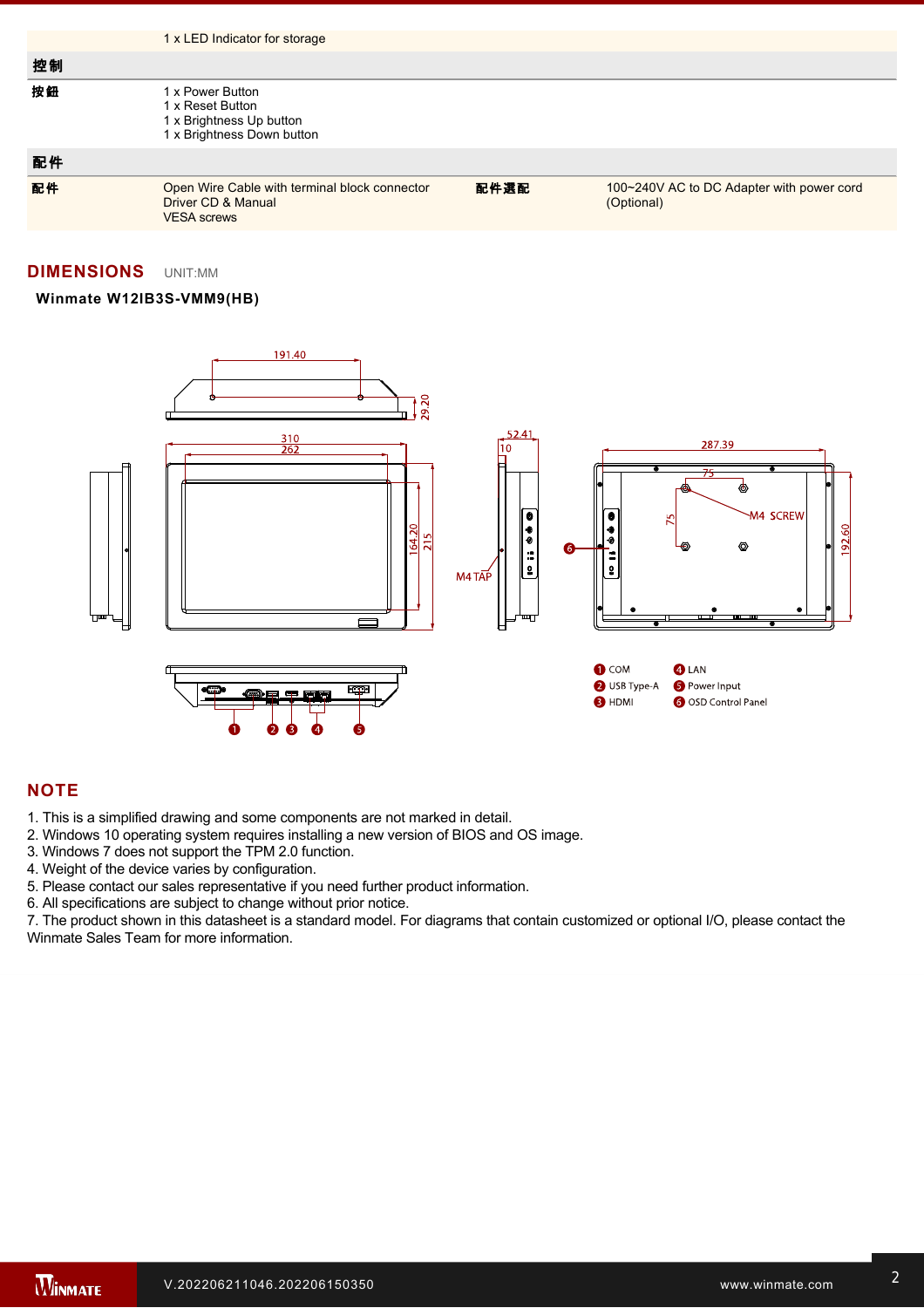| | | | |
|---|---|---|---|
| | 1 x LED Indicator for storage | | |
| **控制** | | | |
| **按鈕** | 1 x Power Button<br>1 x Reset Button<br>1 x Brightness Up button<br>1 x Brightness Down button | | |
| **配件** | | | |
| **配件** | Open Wire Cable with terminal block connector<br>Driver CD & Manual<br>VESA screws | **配件選配** | 100~240V AC to DC Adapter with power cord (Optional) |

## DIMENSIONS UNIT:MM

**Winmate W12IB3S-VMM9(HB)**

191.40
29.20
310
262
164.20
215
52.41
10
M4 TAP
287.39
75
75
M4 SCREW
192.60

1 COM
2 USB Type-A
3 HDMI
4 LAN
5 Power Input
6 OSD Control Panel

## NOTE

1. This is a simplified drawing and some components are not marked in detail.
2. Windows 10 operating system requires installing a new version of BIOS and OS image.
3. Windows 7 does not support the TPM 2.0 function.
4. Weight of the device varies by configuration.
5. Please contact our sales representative if you need further product information.
6. All specifications are subject to change without prior notice.
7. The product shown in this datasheet is a standard model. For diagrams that contain customized or optional I/O, please contact the Winmate Sales Team for more information.